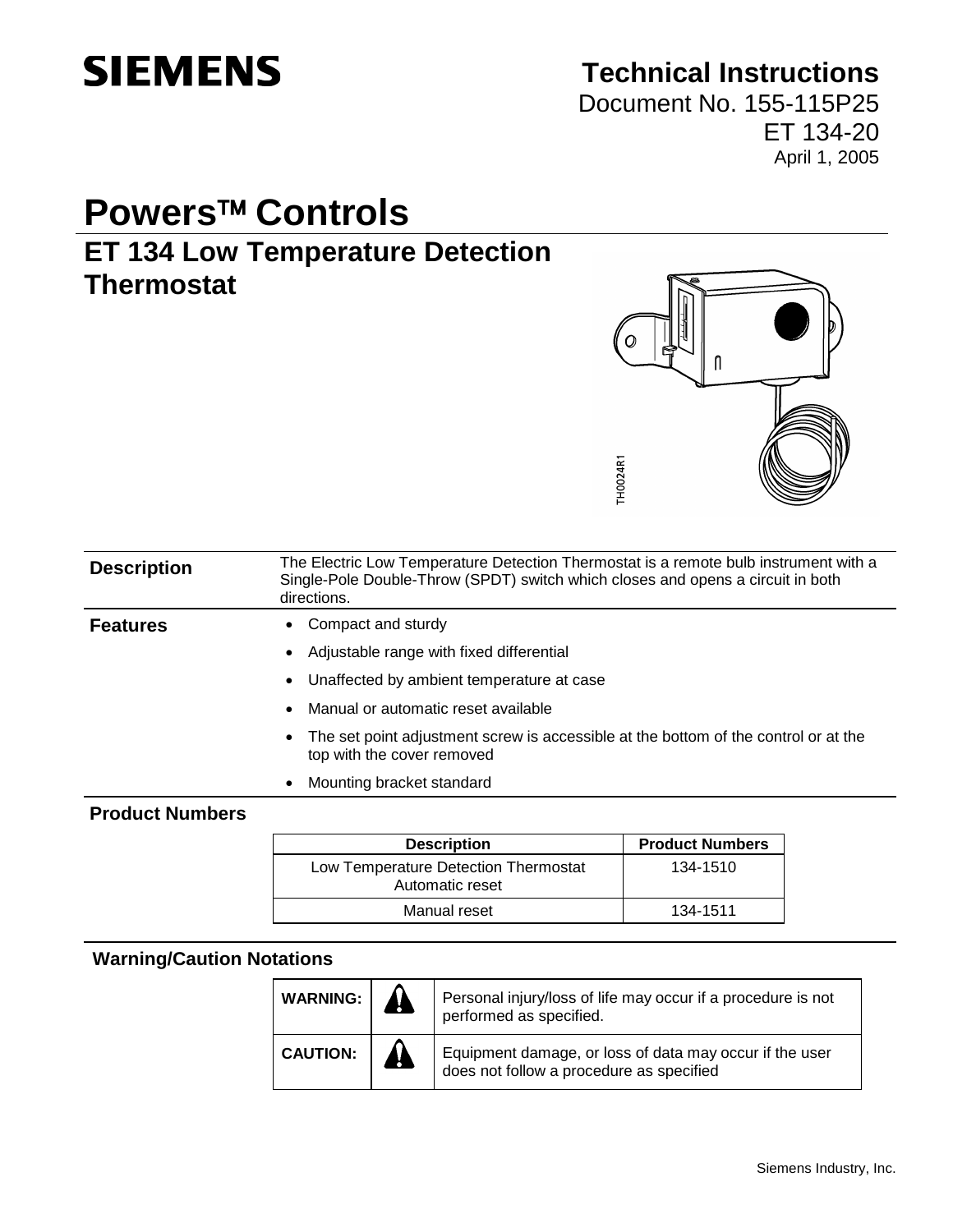# SIEMENS

**Technical Instructions**
Document No. 155-115P25
ET 134-20
April 1, 2005

# Powers™ Controls

## ET 134 Low Temperature Detection Thermostat

TH0024R1

**Description**

The Electric Low Temperature Detection Thermostat is a remote bulb instrument with a Single-Pole Double-Throw (SPDT) switch which closes and opens a circuit in both directions.

**Features**

- Compact and sturdy
- Adjustable range with fixed differential
- Unaffected by ambient temperature at case
- Manual or automatic reset available
- The set point adjustment screw is accessible at the bottom of the control or at the top with the cover removed
- Mounting bracket standard

**Product Numbers**

| Description | Product Numbers |
|---|---|
| Low Temperature Detection Thermostat Automatic reset | 134-1510 |
| Manual reset | 134-1511 |

**Warning/Caution Notations**

| | | |
|---|---|---|
| **WARNING:** | ⚠ | Personal injury/loss of life may occur if a procedure is not performed as specified. |
| **CAUTION:** | ⚠ | Equipment damage, or loss of data may occur if the user does not follow a procedure as specified |

Siemens Industry, Inc.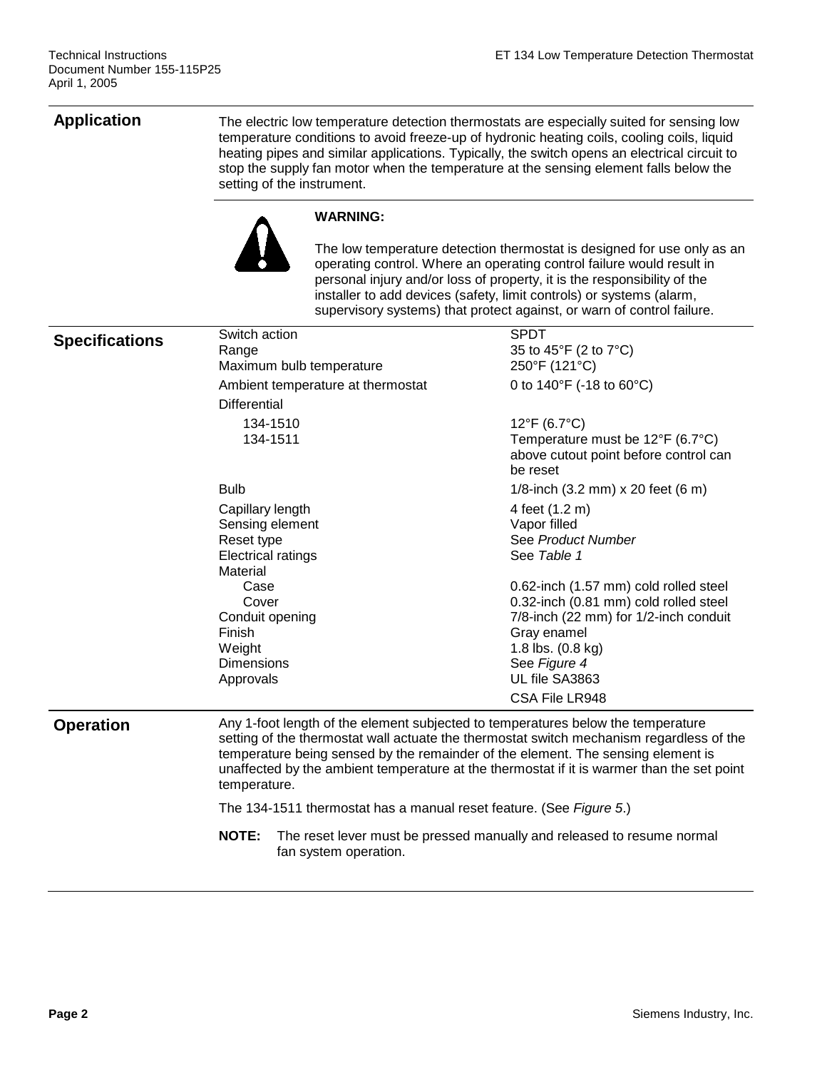## Application

The electric low temperature detection thermostats are especially suited for sensing low temperature conditions to avoid freeze-up of hydronic heating coils, cooling coils, liquid heating pipes and similar applications. Typically, the switch opens an electrical circuit to stop the supply fan motor when the temperature at the sensing element falls below the setting of the instrument.

**WARNING:**

The low temperature detection thermostat is designed for use only as an operating control. Where an operating control failure would result in personal injury and/or loss of property, it is the responsibility of the installer to add devices (safety, limit controls) or systems (alarm, supervisory systems) that protect against, or warn of control failure.

## Specifications

| | |
|---|---|
| Switch action | SPDT |
| Range | 35 to 45°F (2 to 7°C) |
| Maximum bulb temperature | 250°F (121°C) |
| Ambient temperature at thermostat | 0 to 140°F (-18 to 60°C) |
| Differential | |
| 134-1510 | 12°F (6.7°C) |
| 134-1511 | Temperature must be 12°F (6.7°C) above cutout point before control can be reset |
| Bulb | 1/8-inch (3.2 mm) x 20 feet (6 m) |
| Capillary length | 4 feet (1.2 m) |
| Sensing element | Vapor filled |
| Reset type | See *Product Number* |
| Electrical ratings | See *Table 1* |
| Material | |
| Case | 0.62-inch (1.57 mm) cold rolled steel |
| Cover | 0.32-inch (0.81 mm) cold rolled steel |
| Conduit opening | 7/8-inch (22 mm) for 1/2-inch conduit |
| Finish | Gray enamel |
| Weight | 1.8 lbs. (0.8 kg) |
| Dimensions | See *Figure 4* |
| Approvals | UL file SA3863 |
| | CSA File LR948 |

## Operation

Any 1-foot length of the element subjected to temperatures below the temperature setting of the thermostat wall actuate the thermostat switch mechanism regardless of the temperature being sensed by the remainder of the element. The sensing element is unaffected by the ambient temperature at the thermostat if it is warmer than the set point temperature.

The 134-1511 thermostat has a manual reset feature. (See *Figure 5*.)

**NOTE:** The reset lever must be pressed manually and released to resume normal fan system operation.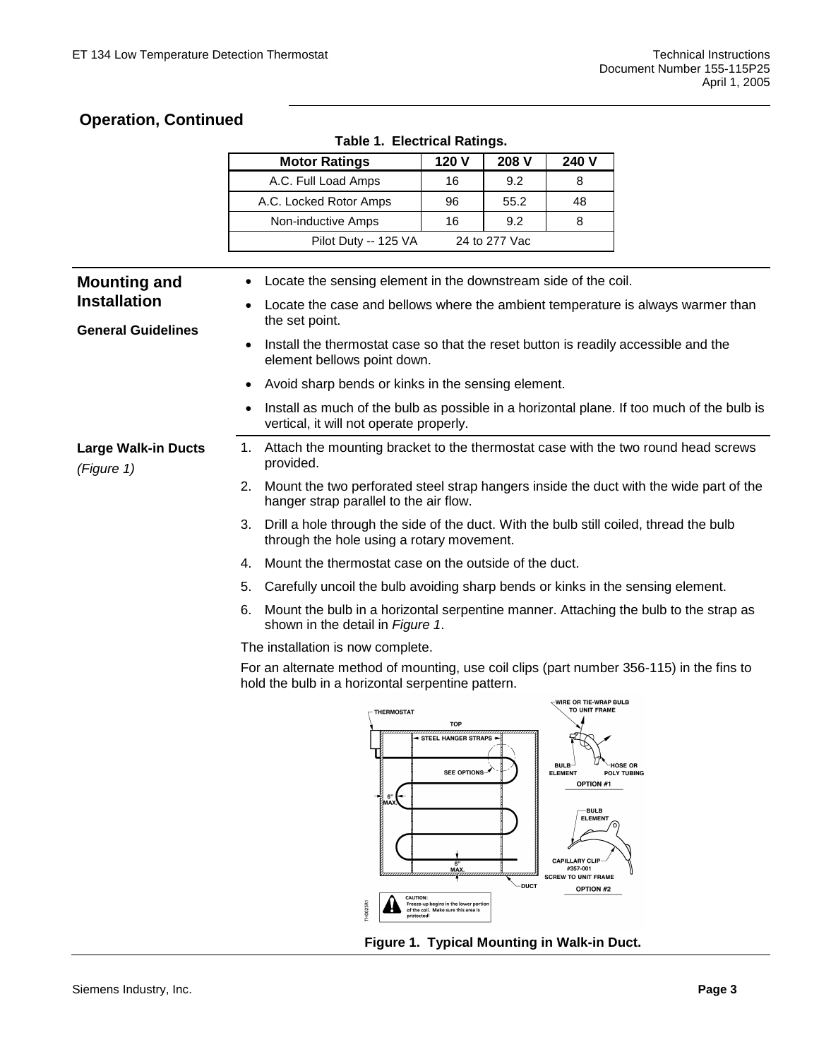## Operation, Continued

**Table 1. Electrical Ratings.**

| Motor Ratings | 120 V | 208 V | 240 V |
|---|---|---|---|
| A.C. Full Load Amps | 16 | 9.2 | 8 |
| A.C. Locked Rotor Amps | 96 | 55.2 | 48 |
| Non-inductive Amps | 16 | 9.2 | 8 |
| Pilot Duty -- 125 VA | 24 to 277 Vac | | |

## Mounting and Installation

### General Guidelines

- Locate the sensing element in the downstream side of the coil.
- Locate the case and bellows where the ambient temperature is always warmer than the set point.
- Install the thermostat case so that the reset button is readily accessible and the element bellows point down.
- Avoid sharp bends or kinks in the sensing element.
- Install as much of the bulb as possible in a horizontal plane. If too much of the bulb is vertical, it will not operate properly.

### Large Walk-in Ducts

*(Figure 1)*

1. Attach the mounting bracket to the thermostat case with the two round head screws provided.
2. Mount the two perforated steel strap hangers inside the duct with the wide part of the hanger strap parallel to the air flow.
3. Drill a hole through the side of the duct. With the bulb still coiled, thread the bulb through the hole using a rotary movement.
4. Mount the thermostat case on the outside of the duct.
5. Carefully uncoil the bulb avoiding sharp bends or kinks in the sensing element.
6. Mount the bulb in a horizontal serpentine manner. Attaching the bulb to the strap as shown in the detail in *Figure 1*.

The installation is now complete.

For an alternate method of mounting, use coil clips (part number 356-115) in the fins to hold the bulb in a horizontal serpentine pattern.

**Figure 1. Typical Mounting in Walk-in Duct.**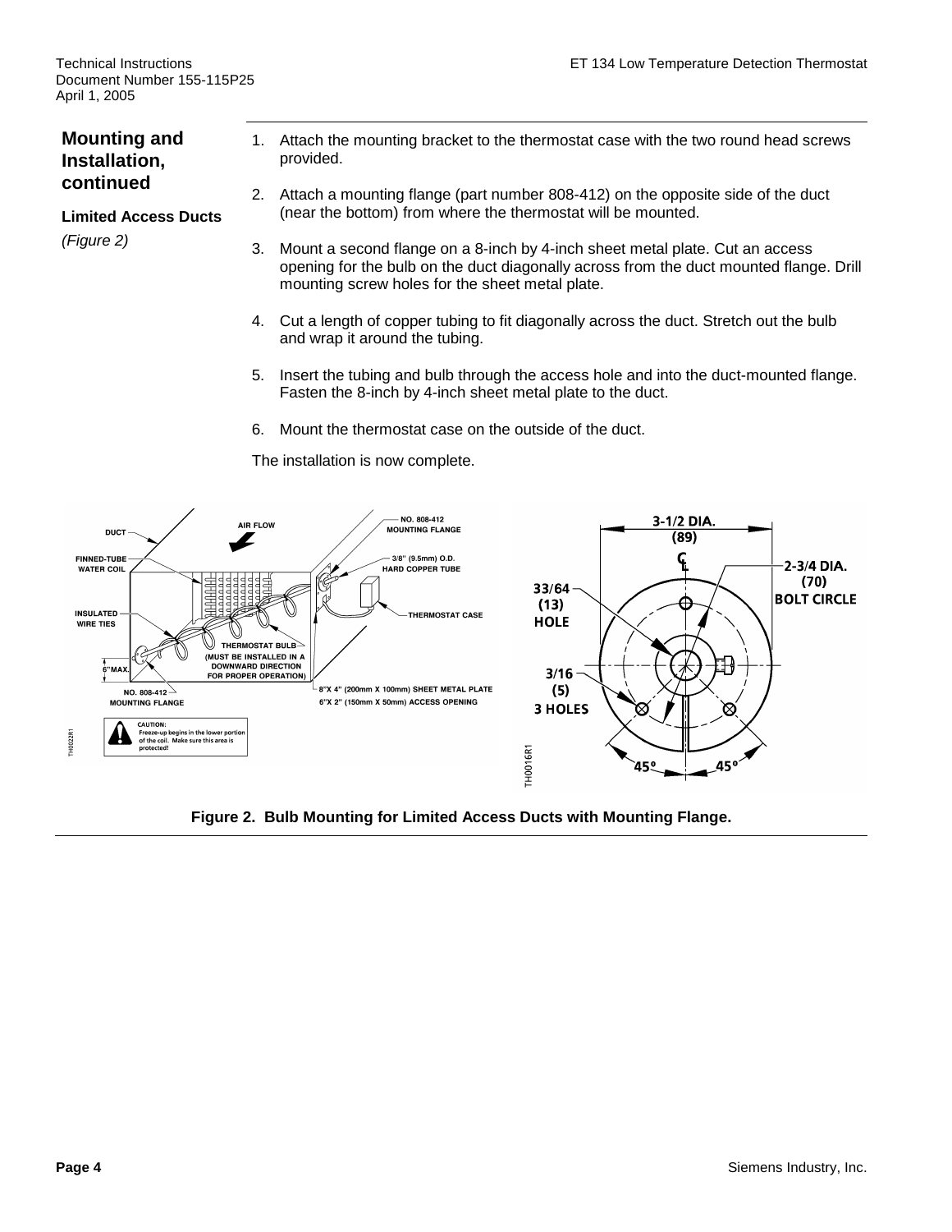## Mounting and Installation, continued

### Limited Access Ducts

*(Figure 2)*

1. Attach the mounting bracket to the thermostat case with the two round head screws provided.
2. Attach a mounting flange (part number 808-412) on the opposite side of the duct (near the bottom) from where the thermostat will be mounted.
3. Mount a second flange on a 8-inch by 4-inch sheet metal plate. Cut an access opening for the bulb on the duct diagonally across from the duct mounted flange. Drill mounting screw holes for the sheet metal plate.
4. Cut a length of copper tubing to fit diagonally across the duct. Stretch out the bulb and wrap it around the tubing.
5. Insert the tubing and bulb through the access hole and into the duct-mounted flange. Fasten the 8-inch by 4-inch sheet metal plate to the duct.
6. Mount the thermostat case on the outside of the duct.

The installation is now complete.

**Figure 2. Bulb Mounting for Limited Access Ducts with Mounting Flange.**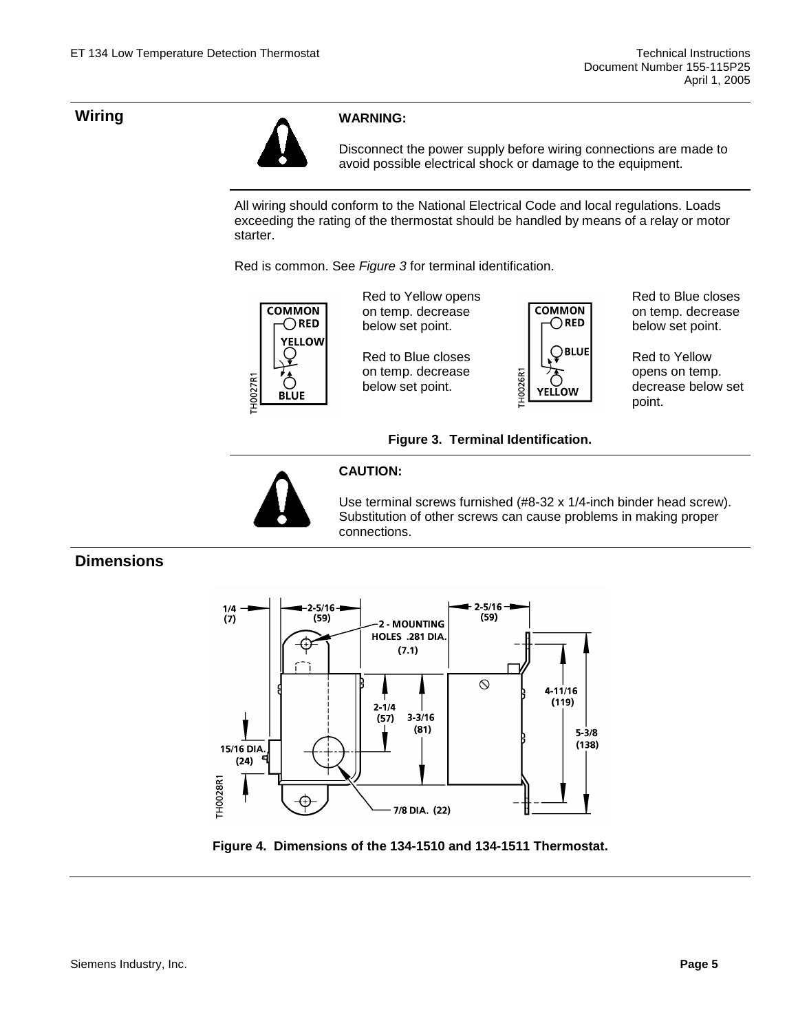## Wiring

**WARNING:**

Disconnect the power supply before wiring connections are made to avoid possible electrical shock or damage to the equipment.

All wiring should conform to the National Electrical Code and local regulations. Loads exceeding the rating of the thermostat should be handled by means of a relay or motor starter.

Red is common. See *Figure 3* for terminal identification.

Red to Yellow opens on temp. decrease below set point.

Red to Blue closes on temp. decrease below set point.

Red to Blue closes on temp. decrease below set point.

Red to Yellow opens on temp. decrease below set point.

**Figure 3. Terminal Identification.**

**CAUTION:**

Use terminal screws furnished (#8-32 x 1/4-inch binder head screw). Substitution of other screws can cause problems in making proper connections.

## Dimensions

**Figure 4. Dimensions of the 134-1510 and 134-1511 Thermostat.**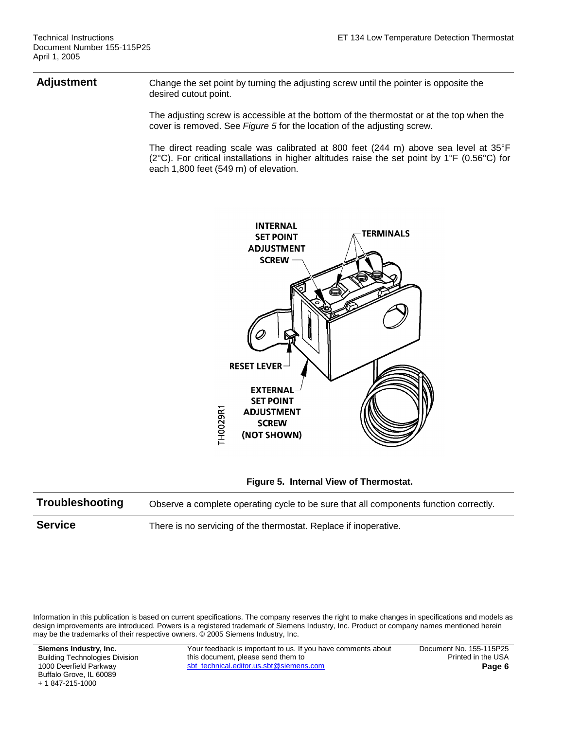## Adjustment

Change the set point by turning the adjusting screw until the pointer is opposite the desired cutout point.

The adjusting screw is accessible at the bottom of the thermostat or at the top when the cover is removed. See *Figure 5* for the location of the adjusting screw.

The direct reading scale was calibrated at 800 feet (244 m) above sea level at 35°F (2°C). For critical installations in higher altitudes raise the set point by 1°F (0.56°C) for each 1,800 feet (549 m) of elevation.

INTERNAL SET POINT ADJUSTMENT SCREW

TERMINALS

RESET LEVER

EXTERNAL SET POINT ADJUSTMENT SCREW (NOT SHOWN)

TH0029R1

**Figure 5. Internal View of Thermostat.**

## Troubleshooting

Observe a complete operating cycle to be sure that all components function correctly.

## Service

There is no servicing of the thermostat. Replace if inoperative.

Information in this publication is based on current specifications. The company reserves the right to make changes in specifications and models as design improvements are introduced. Powers is a registered trademark of Siemens Industry, Inc. Product or company names mentioned herein may be the trademarks of their respective owners. © 2005 Siemens Industry, Inc.

**Siemens Industry, Inc.**
Building Technologies Division
1000 Deerfield Parkway
Buffalo Grove, IL 60089
+ 1 847-215-1000

Your feedback is important to us. If you have comments about this document, please send them to sbt_technical.editor.us.sbt@siemens.com

Document No. 155-115P25
Printed in the USA